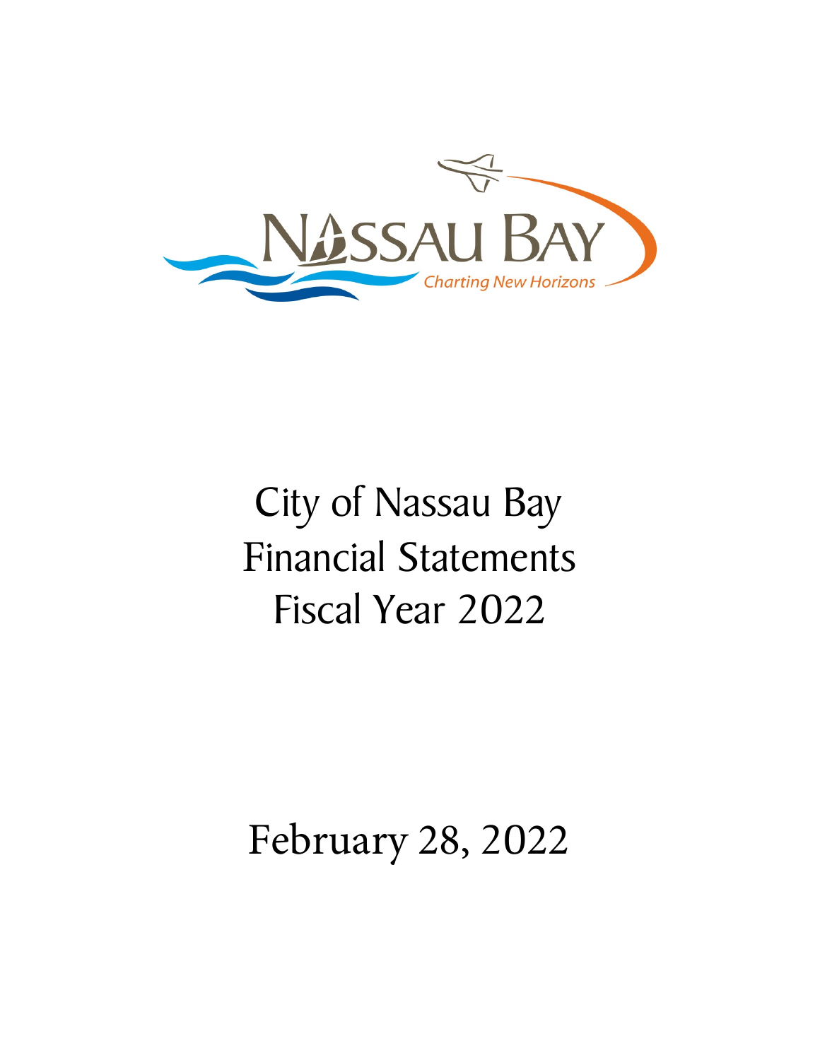# City of Nassau Bay Financial Statements Fiscal Year 2022

February 28, 2022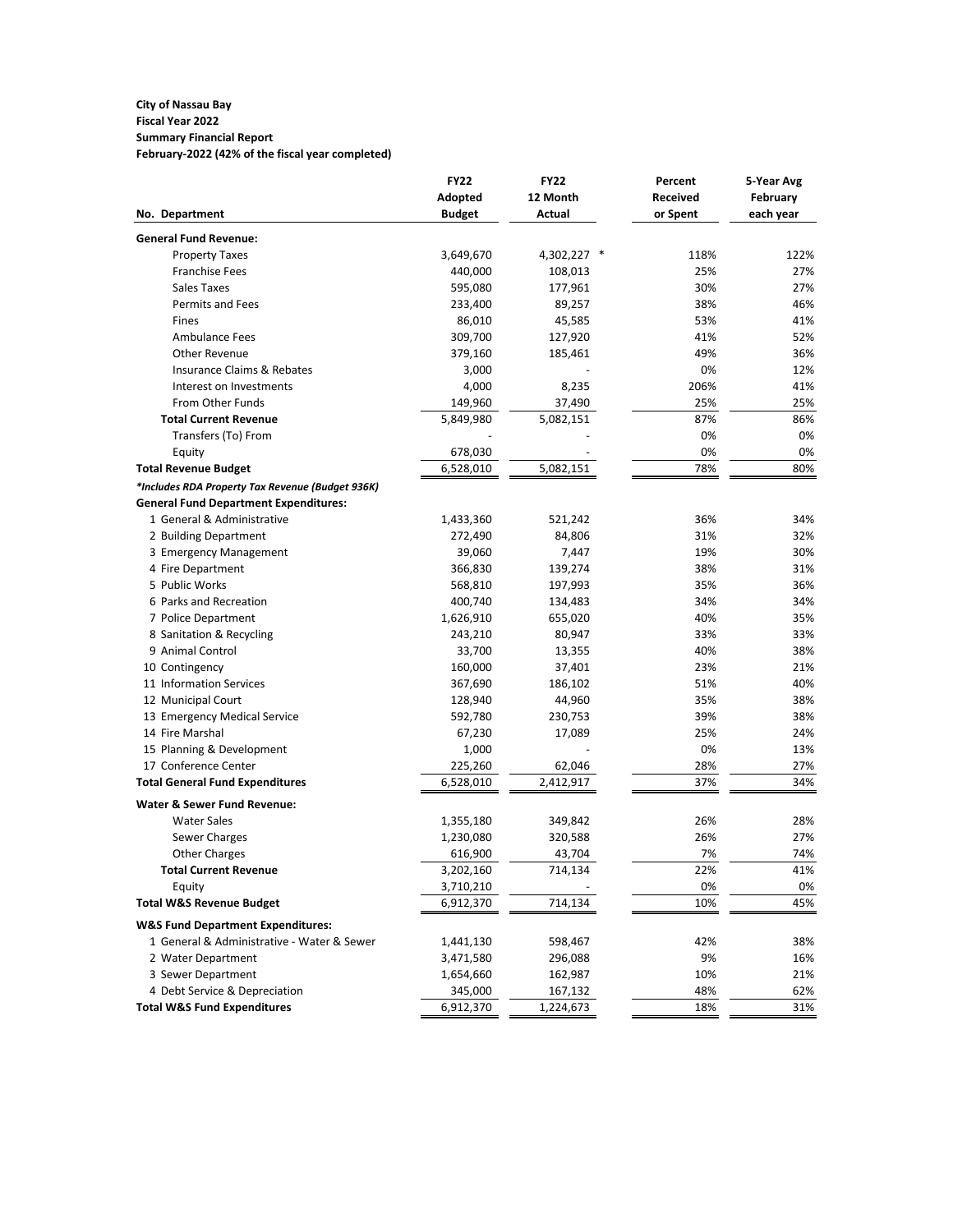**City of Nassau Bay**
**Fiscal Year 2022**
**Summary Financial Report**
**February-2022 (42% of the fiscal year completed)**

| No. Department | FY22 Adopted Budget | FY22 12 Month Actual | Percent Received or Spent | 5-Year Avg February each year |
|---|---|---|---|---|
| **General Fund Revenue:** | | | | |
| Property Taxes | 3,649,670 | 4,302,227 * | 118% | 122% |
| Franchise Fees | 440,000 | 108,013 | 25% | 27% |
| Sales Taxes | 595,080 | 177,961 | 30% | 27% |
| Permits and Fees | 233,400 | 89,257 | 38% | 46% |
| Fines | 86,010 | 45,585 | 53% | 41% |
| Ambulance Fees | 309,700 | 127,920 | 41% | 52% |
| Other Revenue | 379,160 | 185,461 | 49% | 36% |
| Insurance Claims & Rebates | 3,000 | - | 0% | 12% |
| Interest on Investments | 4,000 | 8,235 | 206% | 41% |
| From Other Funds | 149,960 | 37,490 | 25% | 25% |
| **Total Current Revenue** | 5,849,980 | 5,082,151 | 87% | 86% |
| Transfers (To) From | - | - | 0% | 0% |
| Equity | 678,030 | - | 0% | 0% |
| **Total Revenue Budget** | 6,528,010 | 5,082,151 | 78% | 80% |
| ***Includes RDA Property Tax Revenue (Budget 936K)** | | | | |
| **General Fund Department Expenditures:** | | | | |
| 1 General & Administrative | 1,433,360 | 521,242 | 36% | 34% |
| 2 Building Department | 272,490 | 84,806 | 31% | 32% |
| 3 Emergency Management | 39,060 | 7,447 | 19% | 30% |
| 4 Fire Department | 366,830 | 139,274 | 38% | 31% |
| 5 Public Works | 568,810 | 197,993 | 35% | 36% |
| 6 Parks and Recreation | 400,740 | 134,483 | 34% | 34% |
| 7 Police Department | 1,626,910 | 655,020 | 40% | 35% |
| 8 Sanitation & Recycling | 243,210 | 80,947 | 33% | 33% |
| 9 Animal Control | 33,700 | 13,355 | 40% | 38% |
| 10 Contingency | 160,000 | 37,401 | 23% | 21% |
| 11 Information Services | 367,690 | 186,102 | 51% | 40% |
| 12 Municipal Court | 128,940 | 44,960 | 35% | 38% |
| 13 Emergency Medical Service | 592,780 | 230,753 | 39% | 38% |
| 14 Fire Marshal | 67,230 | 17,089 | 25% | 24% |
| 15 Planning & Development | 1,000 | - | 0% | 13% |
| 17 Conference Center | 225,260 | 62,046 | 28% | 27% |
| **Total General Fund Expenditures** | 6,528,010 | 2,412,917 | 37% | 34% |
| **Water & Sewer Fund Revenue:** | | | | |
| Water Sales | 1,355,180 | 349,842 | 26% | 28% |
| Sewer Charges | 1,230,080 | 320,588 | 26% | 27% |
| Other Charges | 616,900 | 43,704 | 7% | 74% |
| **Total Current Revenue** | 3,202,160 | 714,134 | 22% | 41% |
| Equity | 3,710,210 | - | 0% | 0% |
| **Total W&S Revenue Budget** | 6,912,370 | 714,134 | 10% | 45% |
| **W&S Fund Department Expenditures:** | | | | |
| 1 General & Administrative - Water & Sewer | 1,441,130 | 598,467 | 42% | 38% |
| 2 Water Department | 3,471,580 | 296,088 | 9% | 16% |
| 3 Sewer Department | 1,654,660 | 162,987 | 10% | 21% |
| 4 Debt Service & Depreciation | 345,000 | 167,132 | 48% | 62% |
| **Total W&S Fund Expenditures** | 6,912,370 | 1,224,673 | 18% | 31% |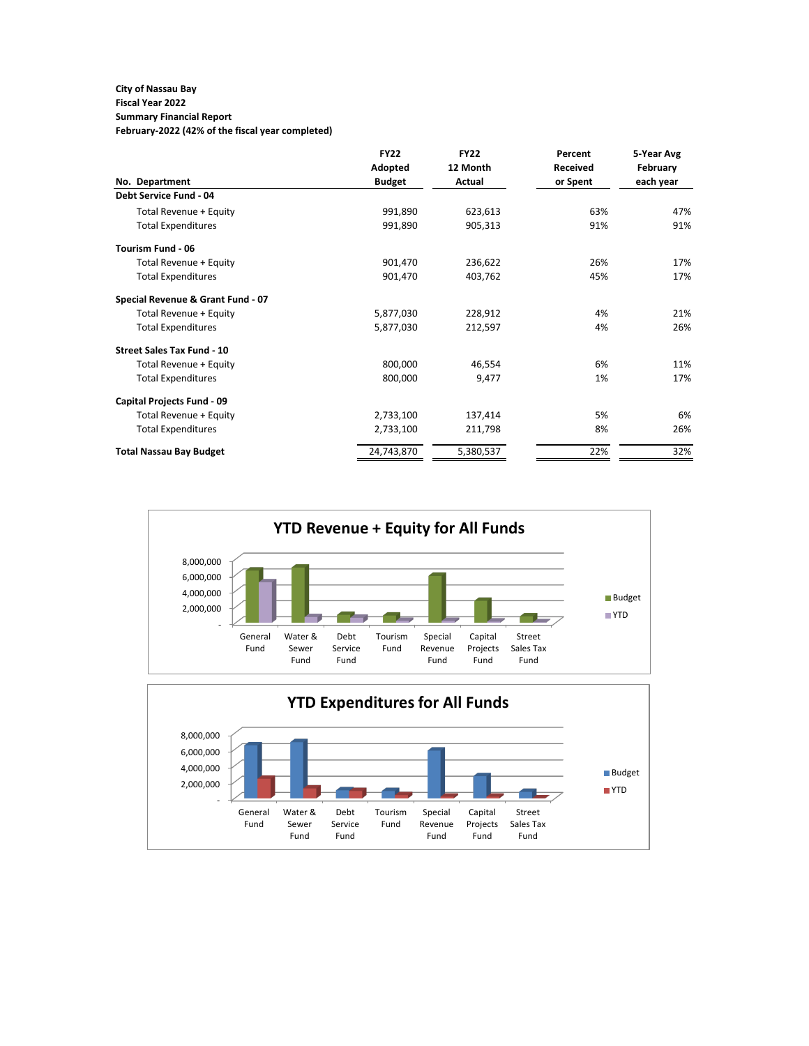**City of Nassau Bay**
**Fiscal Year 2022**
**Summary Financial Report**
**February-2022 (42% of the fiscal year completed)**

| No. Department | FY22 Adopted Budget | FY22 12 Month Actual | Percent Received or Spent | 5-Year Avg February each year |
|---|---|---|---|---|
| **Debt Service Fund - 04** | | | | |
| Total Revenue + Equity | 991,890 | 623,613 | 63% | 47% |
| Total Expenditures | 991,890 | 905,313 | 91% | 91% |
| **Tourism Fund - 06** | | | | |
| Total Revenue + Equity | 901,470 | 236,622 | 26% | 17% |
| Total Expenditures | 901,470 | 403,762 | 45% | 17% |
| **Special Revenue & Grant Fund - 07** | | | | |
| Total Revenue + Equity | 5,877,030 | 228,912 | 4% | 21% |
| Total Expenditures | 5,877,030 | 212,597 | 4% | 26% |
| **Street Sales Tax Fund - 10** | | | | |
| Total Revenue + Equity | 800,000 | 46,554 | 6% | 11% |
| Total Expenditures | 800,000 | 9,477 | 1% | 17% |
| **Capital Projects Fund - 09** | | | | |
| Total Revenue + Equity | 2,733,100 | 137,414 | 5% | 6% |
| Total Expenditures | 2,733,100 | 211,798 | 8% | 26% |
| **Total Nassau Bay Budget** | 24,743,870 | 5,380,537 | 22% | 32% |

**YTD Revenue + Equity for All Funds**

**YTD Expenditures for All Funds**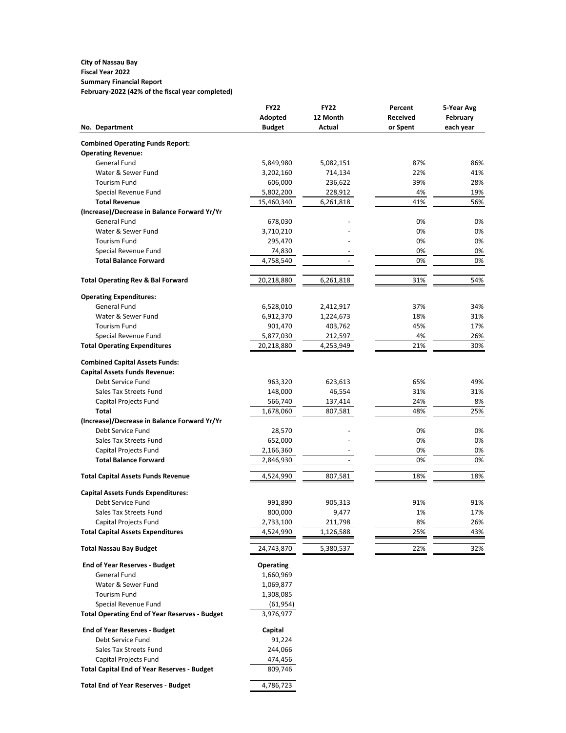**City of Nassau Bay**
**Fiscal Year 2022**
**Summary Financial Report**
**February-2022 (42% of the fiscal year completed)**

| No. Department | FY22 Adopted Budget | FY22 12 Month Actual | Percent Received or Spent | 5-Year Avg February each year |
|---|---|---|---|---|
| **Combined Operating Funds Report:** | | | | |
| **Operating Revenue:** | | | | |
| General Fund | 5,849,980 | 5,082,151 | 87% | 86% |
| Water & Sewer Fund | 3,202,160 | 714,134 | 22% | 41% |
| Tourism Fund | 606,000 | 236,622 | 39% | 28% |
| Special Revenue Fund | 5,802,200 | 228,912 | 4% | 19% |
| **Total Revenue** | 15,460,340 | 6,261,818 | 41% | 56% |
| **(Increase)/Decrease in Balance Forward Yr/Yr** | | | | |
| General Fund | 678,030 | - | 0% | 0% |
| Water & Sewer Fund | 3,710,210 | - | 0% | 0% |
| Tourism Fund | 295,470 | - | 0% | 0% |
| Special Revenue Fund | 74,830 | - | 0% | 0% |
| **Total Balance Forward** | 4,758,540 | - | 0% | 0% |
| **Total Operating Rev & Bal Forward** | 20,218,880 | 6,261,818 | 31% | 54% |
| **Operating Expenditures:** | | | | |
| General Fund | 6,528,010 | 2,412,917 | 37% | 34% |
| Water & Sewer Fund | 6,912,370 | 1,224,673 | 18% | 31% |
| Tourism Fund | 901,470 | 403,762 | 45% | 17% |
| Special Revenue Fund | 5,877,030 | 212,597 | 4% | 26% |
| **Total Operating Expenditures** | 20,218,880 | 4,253,949 | 21% | 30% |
| **Combined Capital Assets Funds:** | | | | |
| **Capital Assets Funds Revenue:** | | | | |
| Debt Service Fund | 963,320 | 623,613 | 65% | 49% |
| Sales Tax Streets Fund | 148,000 | 46,554 | 31% | 31% |
| Capital Projects Fund | 566,740 | 137,414 | 24% | 8% |
| **Total** | 1,678,060 | 807,581 | 48% | 25% |
| **(Increase)/Decrease in Balance Forward Yr/Yr** | | | | |
| Debt Service Fund | 28,570 | - | 0% | 0% |
| Sales Tax Streets Fund | 652,000 | - | 0% | 0% |
| Capital Projects Fund | 2,166,360 | - | 0% | 0% |
| **Total Balance Forward** | 2,846,930 | - | 0% | 0% |
| **Total Capital Assets Funds Revenue** | 4,524,990 | 807,581 | 18% | 18% |
| **Capital Assets Funds Expenditures:** | | | | |
| Debt Service Fund | 991,890 | 905,313 | 91% | 91% |
| Sales Tax Streets Fund | 800,000 | 9,477 | 1% | 17% |
| Capital Projects Fund | 2,733,100 | 211,798 | 8% | 26% |
| **Total Capital Assets Expenditures** | 4,524,990 | 1,126,588 | 25% | 43% |
| **Total Nassau Bay Budget** | 24,743,870 | 5,380,537 | 22% | 32% |

| **End of Year Reserves - Budget** | **Operating** |
|---|---|
| General Fund | 1,660,969 |
| Water & Sewer Fund | 1,069,877 |
| Tourism Fund | 1,308,085 |
| Special Revenue Fund | (61,954) |
| **Total Operating End of Year Reserves - Budget** | 3,976,977 |
| **End of Year Reserves - Budget** | **Capital** |
| Debt Service Fund | 91,224 |
| Sales Tax Streets Fund | 244,066 |
| Capital Projects Fund | 474,456 |
| **Total Capital End of Year Reserves - Budget** | 809,746 |
| **Total End of Year Reserves - Budget** | 4,786,723 |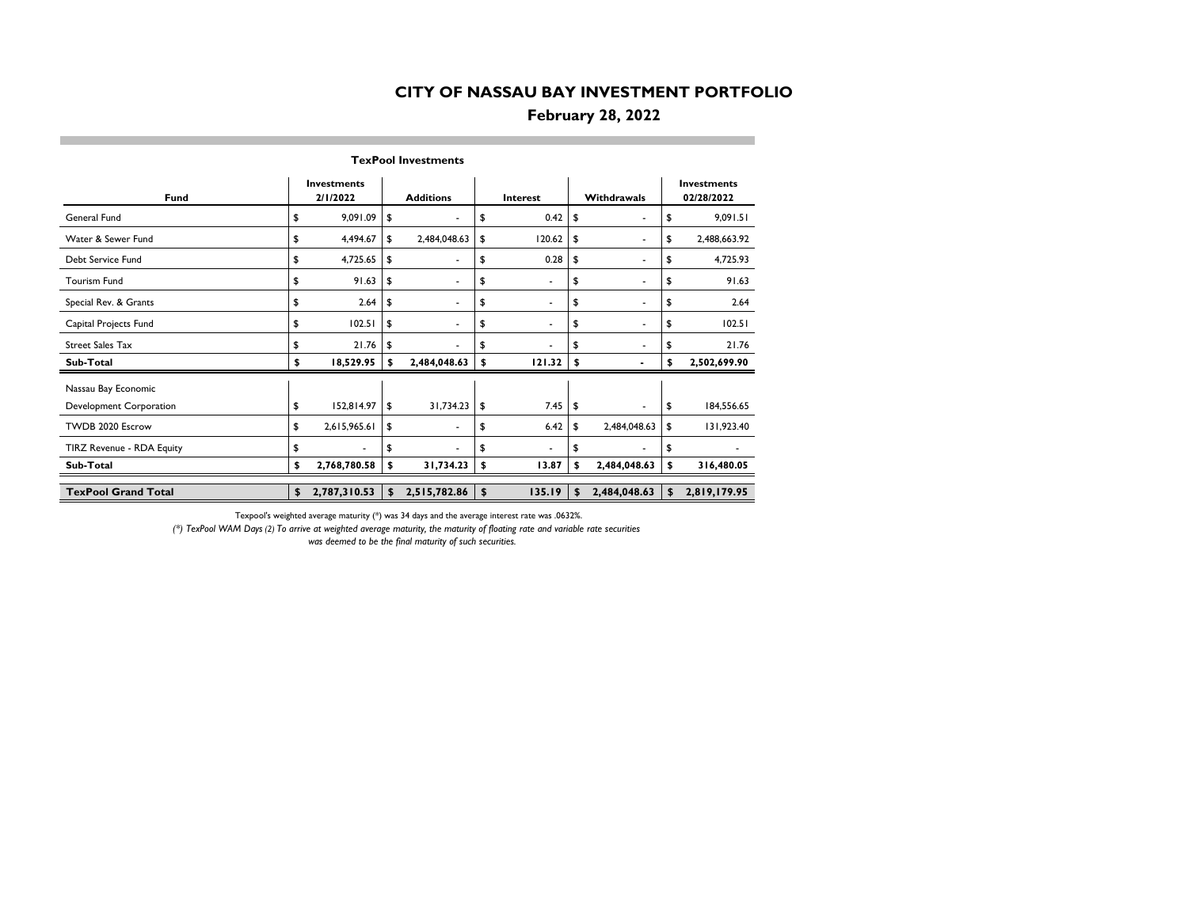# CITY OF NASSAU BAY INVESTMENT PORTFOLIO

## February 28, 2022

### TexPool Investments

| Fund | Investments 2/1/2022 | Additions | Interest | Withdrawals | Investments 02/28/2022 |
|---|---|---|---|---|---|
| General Fund | $ 9,091.09 | $ - | $ 0.42 | $ - | $ 9,091.51 |
| Water & Sewer Fund | $ 4,494.67 | $ 2,484,048.63 | $ 120.62 | $ - | $ 2,488,663.92 |
| Debt Service Fund | $ 4,725.65 | $ - | $ 0.28 | $ - | $ 4,725.93 |
| Tourism Fund | $ 91.63 | $ - | $ - | $ - | $ 91.63 |
| Special Rev. & Grants | $ 2.64 | $ - | $ - | $ - | $ 2.64 |
| Capital Projects Fund | $ 102.51 | $ - | $ - | $ - | $ 102.51 |
| Street Sales Tax | $ 21.76 | $ - | $ - | $ - | $ 21.76 |
| **Sub-Total** | **$ 18,529.95** | **$ 2,484,048.63** | **$ 121.32** | **$ -** | **$ 2,502,699.90** |
| Nassau Bay Economic Development Corporation | $ 152,814.97 | $ 31,734.23 | $ 7.45 | $ - | $ 184,556.65 |
| TWDB 2020 Escrow | $ 2,615,965.61 | $ - | $ 6.42 | $ 2,484,048.63 | $ 131,923.40 |
| TIRZ Revenue - RDA Equity | $ - | $ - | $ - | $ - | $ - |
| **Sub-Total** | **$ 2,768,780.58** | **$ 31,734.23** | **$ 13.87** | **$ 2,484,048.63** | **$ 316,480.05** |
| **TexPool Grand Total** | **$ 2,787,310.53** | **$ 2,515,782.86** | **$ 135.19** | **$ 2,484,048.63** | **$ 2,819,179.95** |

Texpool's weighted average maturity (*) was 34 days and the average interest rate was .0632%.

*(*) TexPool WAM Days (2) To arrive at weighted average maturity, the maturity of floating rate and variable rate securities was deemed to be the final maturity of such securities.*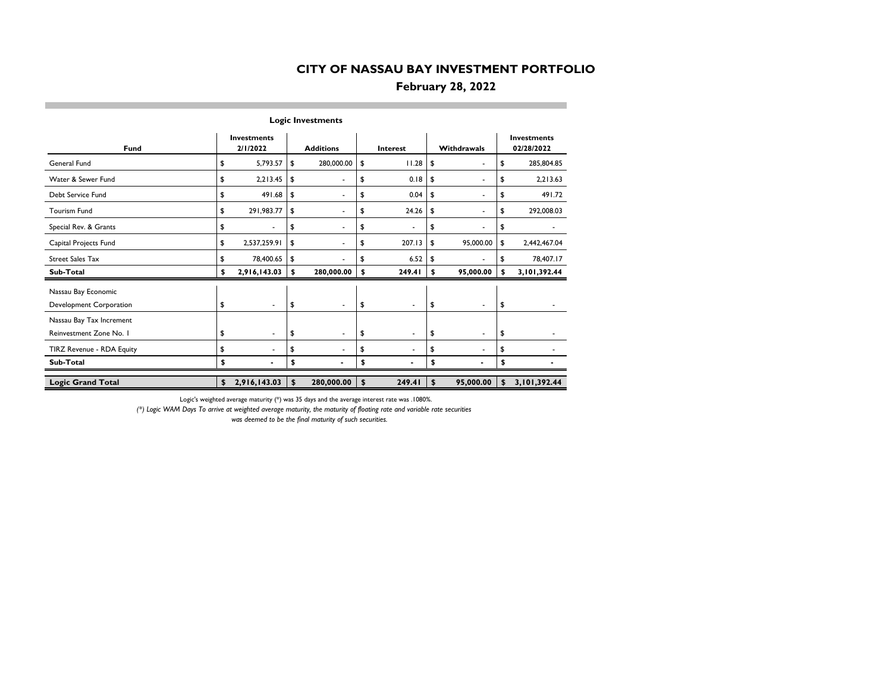# CITY OF NASSAU BAY INVESTMENT PORTFOLIO

## February 28, 2022

### Logic Investments

| Fund | Investments 2/1/2022 | Additions | Interest | Withdrawals | Investments 02/28/2022 |
|---|---|---|---|---|---|
| General Fund | $ 5,793.57 | $ 280,000.00 | $ 11.28 | $ - | $ 285,804.85 |
| Water & Sewer Fund | $ 2,213.45 | $ - | $ 0.18 | $ - | $ 2,213.63 |
| Debt Service Fund | $ 491.68 | $ - | $ 0.04 | $ - | $ 491.72 |
| Tourism Fund | $ 291,983.77 | $ - | $ 24.26 | $ - | $ 292,008.03 |
| Special Rev. & Grants | $ - | $ - | $ - | $ - | $ - |
| Capital Projects Fund | $ 2,537,259.91 | $ - | $ 207.13 | $ 95,000.00 | $ 2,442,467.04 |
| Street Sales Tax | $ 78,400.65 | $ - | $ 6.52 | $ - | $ 78,407.17 |
| **Sub-Total** | **$ 2,916,143.03** | **$ 280,000.00** | **$ 249.41** | **$ 95,000.00** | **$ 3,101,392.44** |
| Nassau Bay Economic Development Corporation | $ - | $ - | $ - | $ - | $ - |
| Nassau Bay Tax Increment Reinvestment Zone No. 1 | $ - | $ - | $ - | $ - | $ - |
| TIRZ Revenue - RDA Equity | $ - | $ - | $ - | $ - | $ - |
| **Sub-Total** | **$ -** | **$ -** | **$ -** | **$ -** | **$ -** |
| **Logic Grand Total** | **$ 2,916,143.03** | **$ 280,000.00** | **$ 249.41** | **$ 95,000.00** | **$ 3,101,392.44** |

Logic's weighted average maturity (*) was 35 days and the average interest rate was .1080%.

*(*) Logic WAM Days To arrive at weighted average maturity, the maturity of floating rate and variable rate securities was deemed to be the final maturity of such securities.*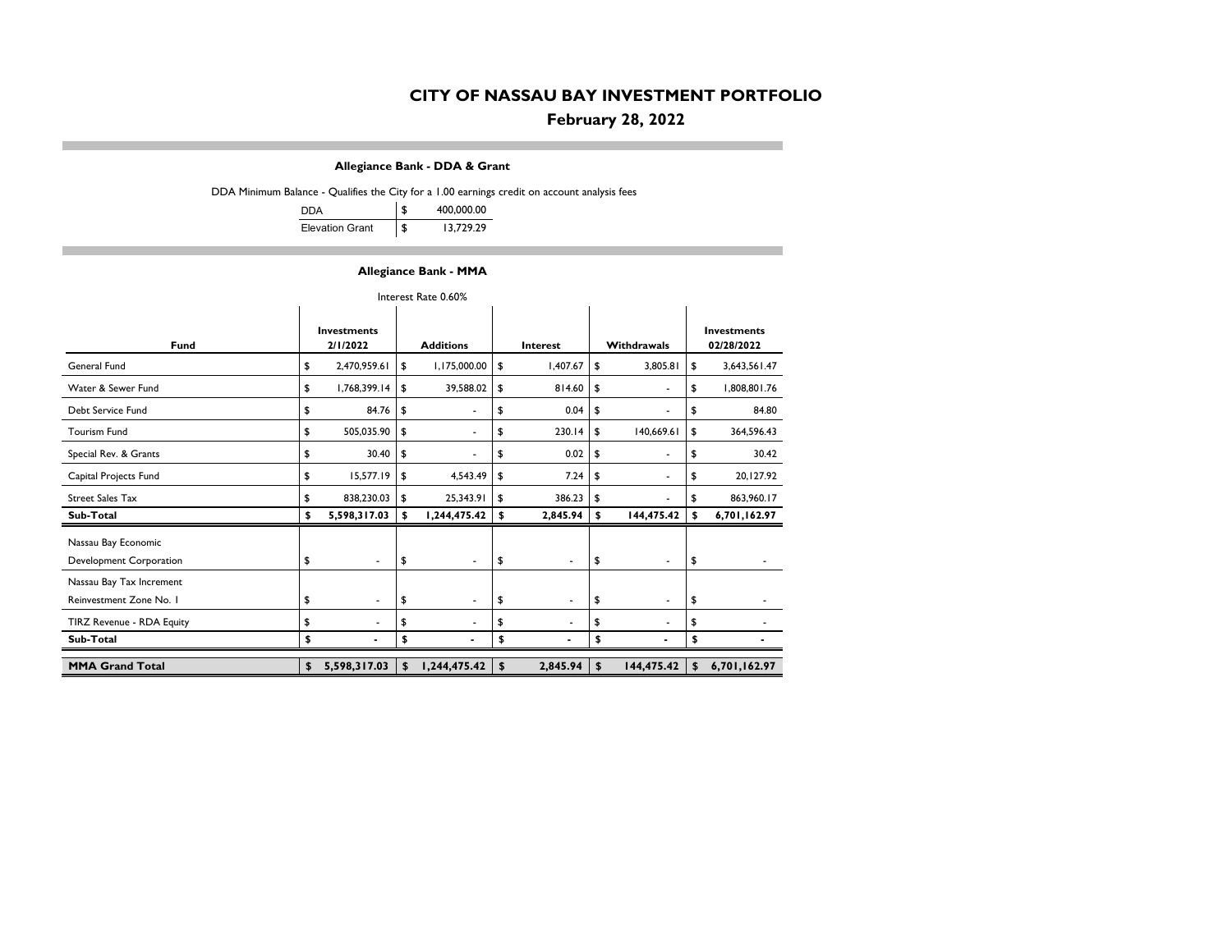# CITY OF NASSAU BAY INVESTMENT PORTFOLIO

## February 28, 2022

### Allegiance Bank - DDA & Grant

DDA Minimum Balance - Qualifies the City for a 1.00 earnings credit on account analysis fees

| | |
|---|---|
| DDA | $ 400,000.00 |
| Elevation Grant | $ 13,729.29 |

### Allegiance Bank - MMA

Interest Rate 0.60%

| Fund | Investments 2/1/2022 | Additions | Interest | Withdrawals | Investments 02/28/2022 |
|---|---|---|---|---|---|
| General Fund | $ 2,470,959.61 | $ 1,175,000.00 | $ 1,407.67 | $ 3,805.81 | $ 3,643,561.47 |
| Water & Sewer Fund | $ 1,768,399.14 | $ 39,588.02 | $ 814.60 | $ - | $ 1,808,801.76 |
| Debt Service Fund | $ 84.76 | $ - | $ 0.04 | $ - | $ 84.80 |
| Tourism Fund | $ 505,035.90 | $ - | $ 230.14 | $ 140,669.61 | $ 364,596.43 |
| Special Rev. & Grants | $ 30.40 | $ - | $ 0.02 | $ - | $ 30.42 |
| Capital Projects Fund | $ 15,577.19 | $ 4,543.49 | $ 7.24 | $ - | $ 20,127.92 |
| Street Sales Tax | $ 838,230.03 | $ 25,343.91 | $ 386.23 | $ - | $ 863,960.17 |
| **Sub-Total** | **$ 5,598,317.03** | **$ 1,244,475.42** | **$ 2,845.94** | **$ 144,475.42** | **$ 6,701,162.97** |
| Nassau Bay Economic Development Corporation | $ - | $ - | $ - | $ - | $ - |
| Nassau Bay Tax Increment Reinvestment Zone No. 1 | $ - | $ - | $ - | $ - | $ - |
| TIRZ Revenue - RDA Equity | $ - | $ - | $ - | $ - | $ - |
| **Sub-Total** | **$ -** | **$ -** | **$ -** | **$ -** | **$ -** |
| **MMA Grand Total** | **$ 5,598,317.03** | **$ 1,244,475.42** | **$ 2,845.94** | **$ 144,475.42** | **$ 6,701,162.97** |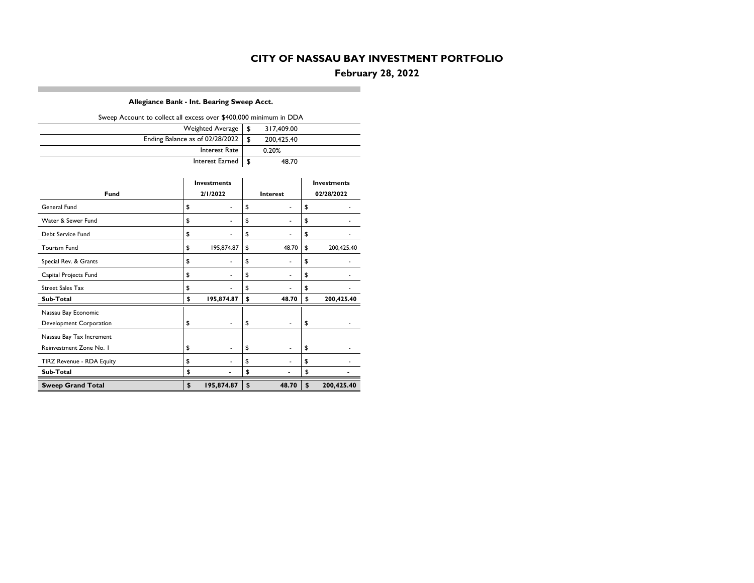# CITY OF NASSAU BAY INVESTMENT PORTFOLIO

## February 28, 2022

### Allegiance Bank - Int. Bearing Sweep Acct.

Sweep Account to collect all excess over $400,000 minimum in DDA

| | |
|---|---|
| Weighted Average | $ 317,409.00 |
| Ending Balance as of 02/28/2022 | $ 200,425.40 |
| Interest Rate | 0.20% |
| Interest Earned | $ 48.70 |

| Fund | Investments 2/1/2022 | Interest | Investments 02/28/2022 |
|---|---|---|---|
| General Fund | $ - | $ - | $ - |
| Water & Sewer Fund | $ - | $ - | $ - |
| Debt Service Fund | $ - | $ - | $ - |
| Tourism Fund | $ 195,874.87 | $ 48.70 | $ 200,425.40 |
| Special Rev. & Grants | $ - | $ - | $ - |
| Capital Projects Fund | $ - | $ - | $ - |
| Street Sales Tax | $ - | $ - | $ - |
| **Sub-Total** | **$ 195,874.87** | **$ 48.70** | **$ 200,425.40** |
| Nassau Bay Economic Development Corporation | $ - | $ - | $ - |
| Nassau Bay Tax Increment Reinvestment Zone No. 1 | $ - | $ - | $ - |
| TIRZ Revenue - RDA Equity | $ - | $ - | $ - |
| **Sub-Total** | **$ -** | **$ -** | **$ -** |
| **Sweep Grand Total** | **$ 195,874.87** | **$ 48.70** | **$ 200,425.40** |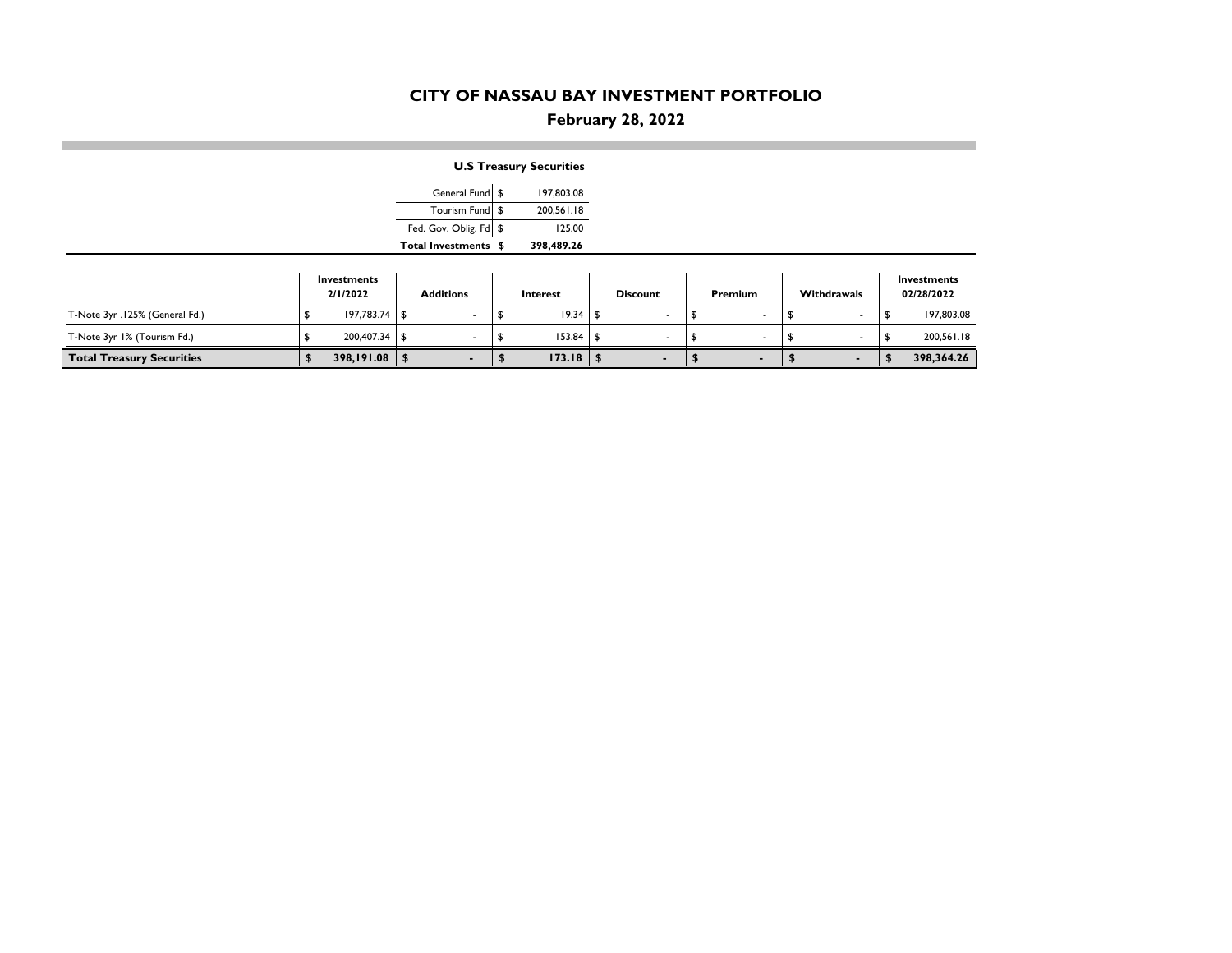# CITY OF NASSAU BAY INVESTMENT PORTFOLIO

## February 28, 2022

### U.S Treasury Securities

| | | |
|---|---|---|
| General Fund | $ | 197,803.08 |
| Tourism Fund | $ | 200,561.18 |
| Fed. Gov. Oblig. Fd | $ | 125.00 |
| **Total Investments** | **$** | **398,489.26** |

| | Investments 2/1/2022 | Additions | Interest | Discount | Premium | Withdrawals | Investments 02/28/2022 |
|---|---|---|---|---|---|---|---|
| T-Note 3yr .125% (General Fd.) | $ 197,783.74 | $ - | $ 19.34 | $ - | $ - | $ - | $ 197,803.08 |
| T-Note 3yr 1% (Tourism Fd.) | $ 200,407.34 | $ - | $ 153.84 | $ - | $ - | $ - | $ 200,561.18 |
| **Total Treasury Securities** | **$ 398,191.08** | **$ -** | **$ 173.18** | **$ -** | **$ -** | **$ -** | **$ 398,364.26** |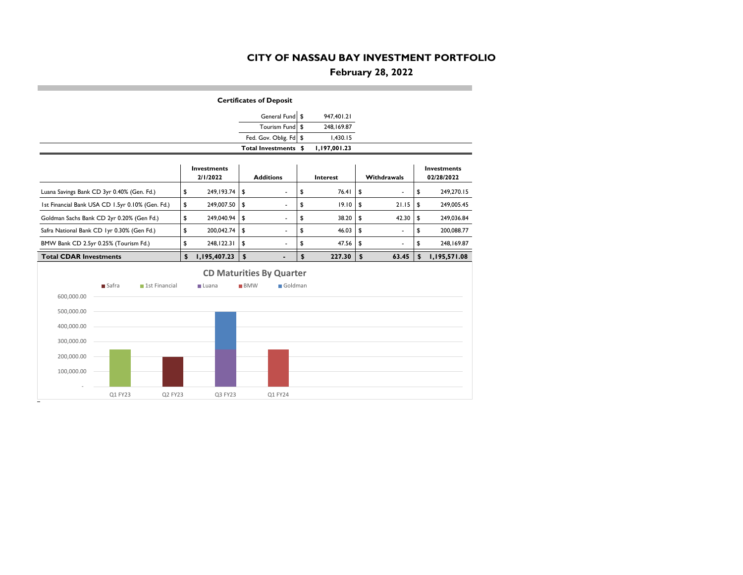# CITY OF NASSAU BAY INVESTMENT PORTFOLIO

## February 28, 2022

### Certificates of Deposit

| | | |
|---|---|---|
| General Fund | $ | 947,401.21 |
| Tourism Fund | $ | 248,169.87 |
| Fed. Gov. Oblig. Fd | $ | 1,430.15 |
| **Total Investments** | **$** | **1,197,001.23** |

| | Investments 2/1/2022 | Additions | Interest | Withdrawals | Investments 02/28/2022 |
|---|---|---|---|---|---|
| Luana Savings Bank CD 3yr 0.40% (Gen. Fd.) | $ 249,193.74 | $ - | $ 76.41 | $ - | $ 249,270.15 |
| 1st Financial Bank USA CD 1.5yr 0.10% (Gen. Fd.) | $ 249,007.50 | $ - | $ 19.10 | $ 21.15 | $ 249,005.45 |
| Goldman Sachs Bank CD 2yr 0.20% (Gen Fd.) | $ 249,040.94 | $ - | $ 38.20 | $ 42.30 | $ 249,036.84 |
| Safra National Bank CD 1yr 0.30% (Gen Fd.) | $ 200,042.74 | $ - | $ 46.03 | $ - | $ 200,088.77 |
| BMW Bank CD 2.5yr 0.25% (Tourism Fd.) | $ 248,122.31 | $ - | $ 47.56 | $ - | $ 248,169.87 |
| **Total CDAR Investments** | **$ 1,195,407.23** | **$ -** | **$ 227.30** | **$ 63.45** | **$ 1,195,571.08** |

**CD Maturities By Quarter**

Legend: Safra, 1st Financial, Luana, BMW, Goldman

| Quarter | Safra | 1st Financial | Luana | BMW | Goldman |
|---|---|---|---|---|---|
| Q1 FY23 | | ~249,000 | | | |
| Q2 FY23 | ~200,000 | | | | |
| Q3 FY23 | | | ~249,000 | | ~249,000 |
| Q1 FY24 | | | | ~248,000 | |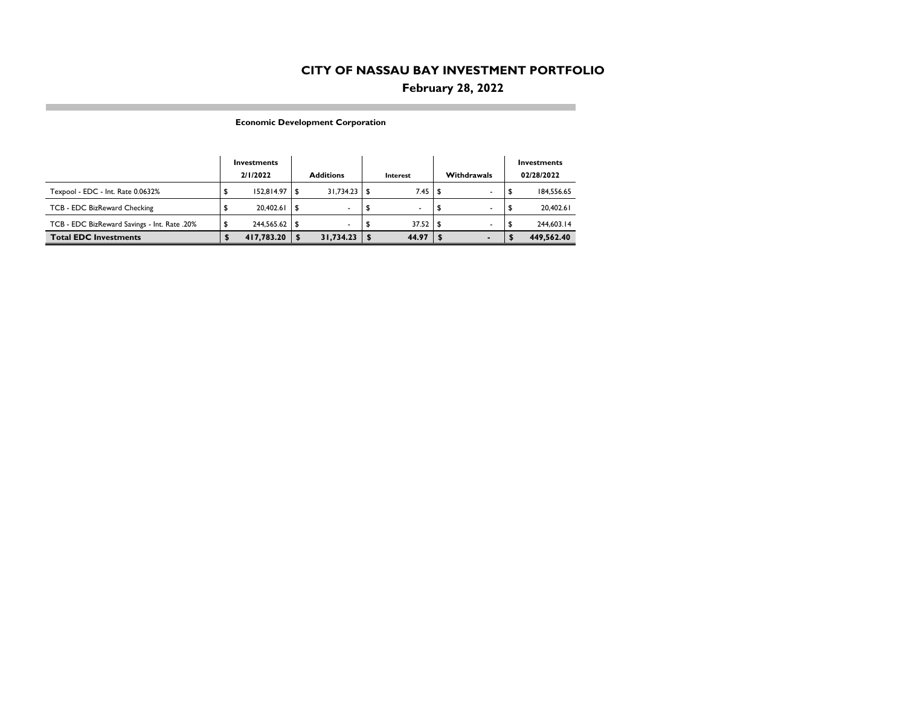# CITY OF NASSAU BAY INVESTMENT PORTFOLIO

## February 28, 2022

### Economic Development Corporation

| | Investments 2/1/2022 | Additions | Interest | Withdrawals | Investments 02/28/2022 |
|---|---|---|---|---|---|
| Texpool - EDC - Int. Rate 0.0632% | $ 152,814.97 | $ 31,734.23 | $ 7.45 | $ - | $ 184,556.65 |
| TCB - EDC BizReward Checking | $ 20,402.61 | $ - | $ - | $ - | $ 20,402.61 |
| TCB - EDC BizReward Savings - Int. Rate .20% | $ 244,565.62 | $ - | $ 37.52 | $ - | $ 244,603.14 |
| **Total EDC Investments** | **$ 417,783.20** | **$ 31,734.23** | **$ 44.97** | **$ -** | **$ 449,562.40** |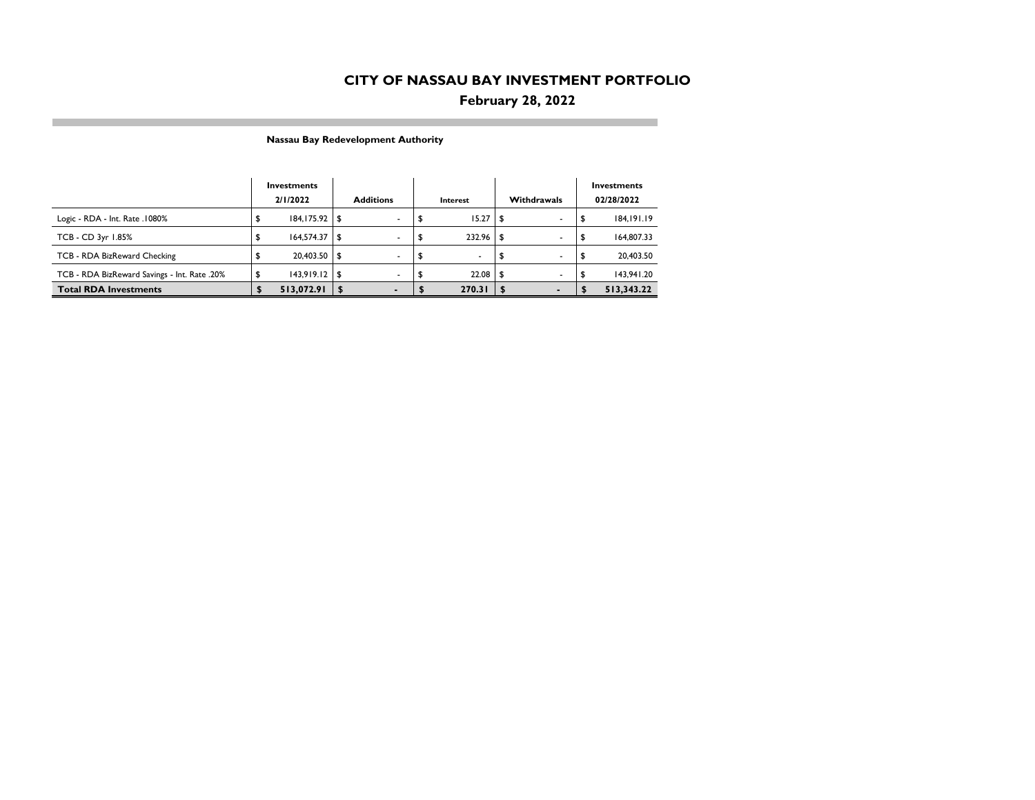# CITY OF NASSAU BAY INVESTMENT PORTFOLIO

## February 28, 2022

### Nassau Bay Redevelopment Authority

| | Investments 2/1/2022 | Additions | Interest | Withdrawals | Investments 02/28/2022 |
|---|---|---|---|---|---|
| Logic - RDA - Int. Rate .1080% | $ 184,175.92 | $ - | $ 15.27 | $ - | $ 184,191.19 |
| TCB - CD 3yr 1.85% | $ 164,574.37 | $ - | $ 232.96 | $ - | $ 164,807.33 |
| TCB - RDA BizReward Checking | $ 20,403.50 | $ - | $ - | $ - | $ 20,403.50 |
| TCB - RDA BizReward Savings - Int. Rate .20% | $ 143,919.12 | $ - | $ 22.08 | $ - | $ 143,941.20 |
| **Total RDA Investments** | **$ 513,072.91** | **$ -** | **$ 270.31** | **$ -** | **$ 513,343.22** |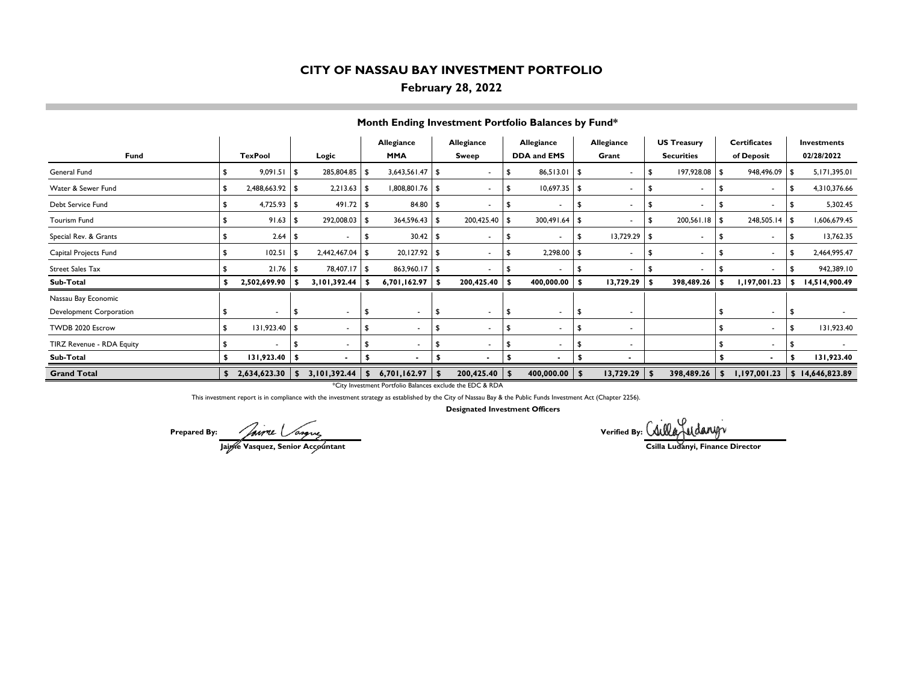# CITY OF NASSAU BAY INVESTMENT PORTFOLIO

## February 28, 2022

### Month Ending Investment Portfolio Balances by Fund*

| Fund | TexPool | Logic | Allegiance MMA | Allegiance Sweep | Allegiance DDA and EMS | Allegiance Grant | US Treasury Securities | Certificates of Deposit | Investments 02/28/2022 |
|---|---|---|---|---|---|---|---|---|---|
| General Fund | $ 9,091.51 | $ 285,804.85 | $ 3,643,561.47 | $ - | $ 86,513.01 | $ - | $ 197,928.08 | $ 948,496.09 | $ 5,171,395.01 |
| Water & Sewer Fund | $ 2,488,663.92 | $ 2,213.63 | $ 1,808,801.76 | $ - | $ 10,697.35 | $ - | $ - | $ - | $ 4,310,376.66 |
| Debt Service Fund | $ 4,725.93 | $ 491.72 | $ 84.80 | $ - | $ - | $ - | $ - | $ - | $ 5,302.45 |
| Tourism Fund | $ 91.63 | $ 292,008.03 | $ 364,596.43 | $ 200,425.40 | $ 300,491.64 | $ - | $ 200,561.18 | $ 248,505.14 | $ 1,606,679.45 |
| Special Rev. & Grants | $ 2.64 | $ - | $ 30.42 | $ - | $ - | $ 13,729.29 | $ - | $ - | $ 13,762.35 |
| Capital Projects Fund | $ 102.51 | $ 2,442,467.04 | $ 20,127.92 | $ - | $ 2,298.00 | $ - | $ - | $ - | $ 2,464,995.47 |
| Street Sales Tax | $ 21.76 | $ 78,407.17 | $ 863,960.17 | $ - | $ - | $ - | $ - | $ - | $ 942,389.10 |
| **Sub-Total** | **$ 2,502,699.90** | **$ 3,101,392.44** | **$ 6,701,162.97** | **$ 200,425.40** | **$ 400,000.00** | **$ 13,729.29** | **$ 398,489.26** | **$ 1,197,001.23** | **$ 14,514,900.49** |
| Nassau Bay Economic Development Corporation | $ - | $ - | $ - | $ - | $ - | $ - | | $ - | $ - |
| TWDB 2020 Escrow | $ 131,923.40 | $ - | $ - | $ - | $ - | $ - | | $ - | $ 131,923.40 |
| TIRZ Revenue - RDA Equity | $ - | $ - | $ - | $ - | $ - | $ - | | $ - | $ - |
| **Sub-Total** | **$ 131,923.40** | **$ -** | **$ -** | **$ -** | **$ -** | **$ -** | | **$ -** | **$ 131,923.40** |
| **Grand Total** | **$ 2,634,623.30** | **$ 3,101,392.44** | **$ 6,701,162.97** | **$ 200,425.40** | **$ 400,000.00** | **$ 13,729.29** | **$ 398,489.26** | **$ 1,197,001.23** | **$ 14,646,823.89** |

*City Investment Portfolio Balances exclude the EDC & RDA

This investment report is in compliance with the investment strategy as established by the City of Nassau Bay & the Public Funds Investment Act (Chapter 2256).

**Designated Investment Officers**

**Prepared By:** Jaime Vasquez

**Jaime Vasquez, Senior Accountant**

**Verified By:** Csilla Ludanyi

**Csilla Ludanyi, Finance Director**